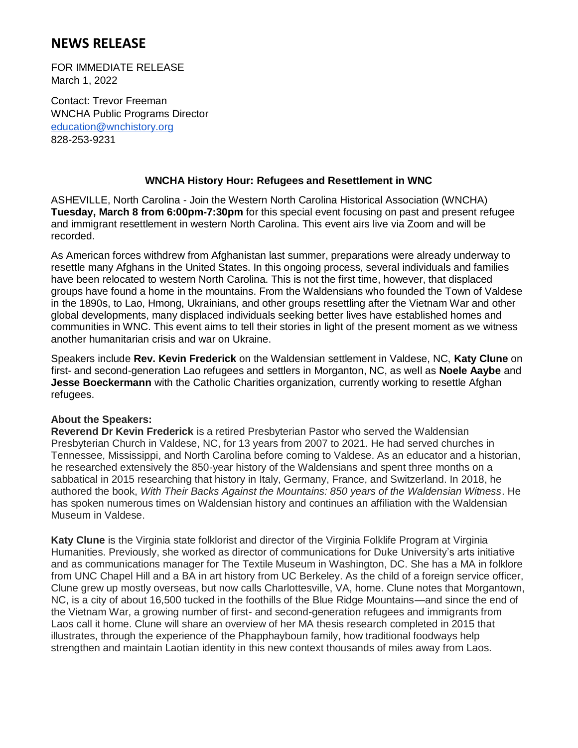# NEWS RELEASE

FOR IMMEDIATE RELEASE
March 1, 2022

Contact: Trevor Freeman
WNCHA Public Programs Director
education@wnchistory.org
828-253-9231

**WNCHA History Hour: Refugees and Resettlement in WNC**

ASHEVILLE, North Carolina - Join the Western North Carolina Historical Association (WNCHA) **Tuesday, March 8 from 6:00pm-7:30pm** for this special event focusing on past and present refugee and immigrant resettlement in western North Carolina. This event airs live via Zoom and will be recorded.

As American forces withdrew from Afghanistan last summer, preparations were already underway to resettle many Afghans in the United States. In this ongoing process, several individuals and families have been relocated to western North Carolina. This is not the first time, however, that displaced groups have found a home in the mountains. From the Waldensians who founded the Town of Valdese in the 1890s, to Lao, Hmong, Ukrainians, and other groups resettling after the Vietnam War and other global developments, many displaced individuals seeking better lives have established homes and communities in WNC. This event aims to tell their stories in light of the present moment as we witness another humanitarian crisis and war on Ukraine.

Speakers include **Rev. Kevin Frederick** on the Waldensian settlement in Valdese, NC, **Katy Clune** on first- and second-generation Lao refugees and settlers in Morganton, NC, as well as **Noele Aaybe** and **Jesse Boeckermann** with the Catholic Charities organization, currently working to resettle Afghan refugees.

**About the Speakers:**
**Reverend Dr Kevin Frederick** is a retired Presbyterian Pastor who served the Waldensian Presbyterian Church in Valdese, NC, for 13 years from 2007 to 2021. He had served churches in Tennessee, Mississippi, and North Carolina before coming to Valdese. As an educator and a historian, he researched extensively the 850-year history of the Waldensians and spent three months on a sabbatical in 2015 researching that history in Italy, Germany, France, and Switzerland. In 2018, he authored the book, *With Their Backs Against the Mountains: 850 years of the Waldensian Witness*. He has spoken numerous times on Waldensian history and continues an affiliation with the Waldensian Museum in Valdese.

**Katy Clune** is the Virginia state folklorist and director of the Virginia Folklife Program at Virginia Humanities. Previously, she worked as director of communications for Duke University's arts initiative and as communications manager for The Textile Museum in Washington, DC. She has a MA in folklore from UNC Chapel Hill and a BA in art history from UC Berkeley. As the child of a foreign service officer, Clune grew up mostly overseas, but now calls Charlottesville, VA, home. Clune notes that Morgantown, NC, is a city of about 16,500 tucked in the foothills of the Blue Ridge Mountains—and since the end of the Vietnam War, a growing number of first- and second-generation refugees and immigrants from Laos call it home. Clune will share an overview of her MA thesis research completed in 2015 that illustrates, through the experience of the Phapphayboun family, how traditional foodways help strengthen and maintain Laotian identity in this new context thousands of miles away from Laos.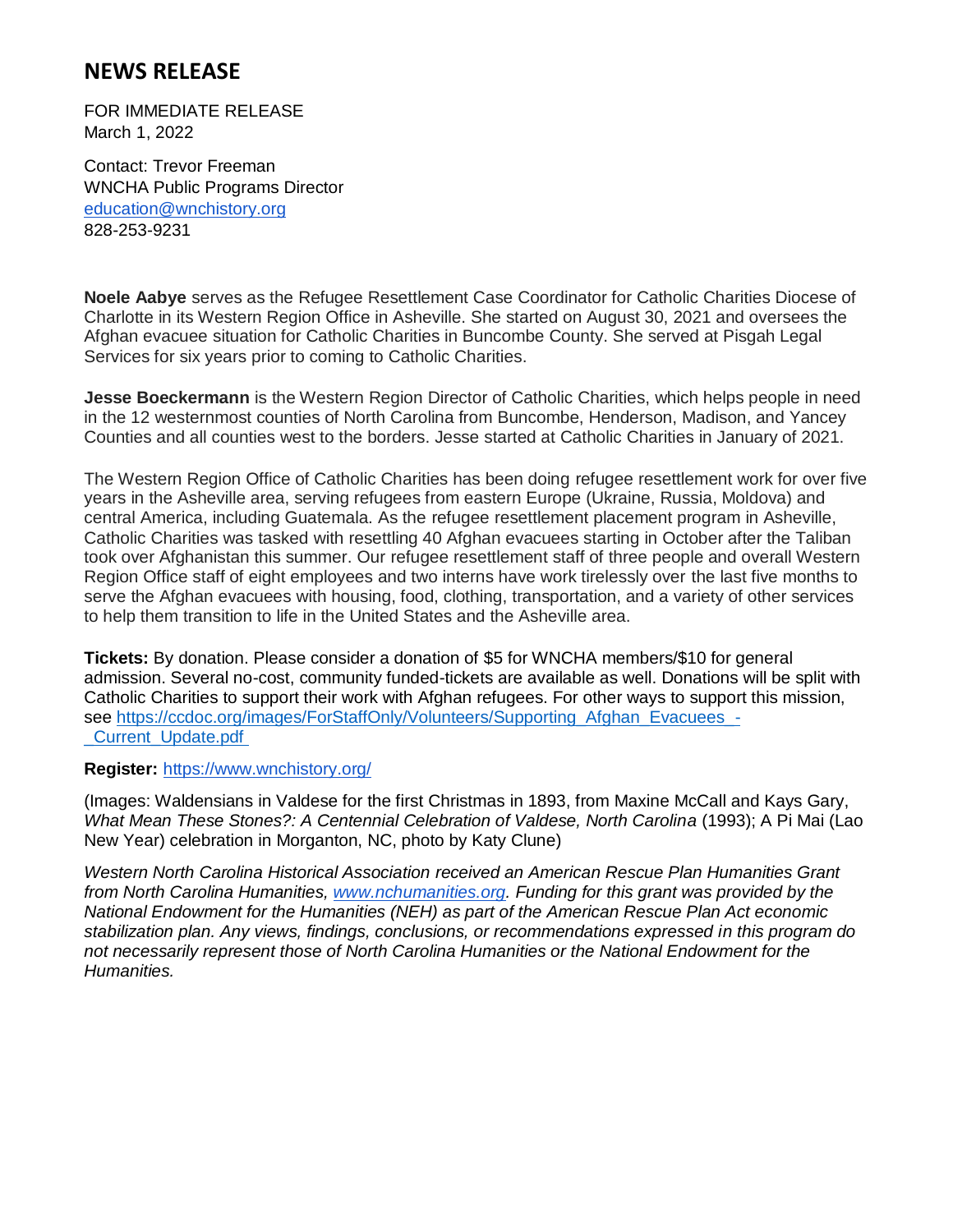## NEWS RELEASE

FOR IMMEDIATE RELEASE
March 1, 2022

Contact: Trevor Freeman
WNCHA Public Programs Director
education@wnchistory.org
828-253-9231

**Noele Aabye** serves as the Refugee Resettlement Case Coordinator for Catholic Charities Diocese of Charlotte in its Western Region Office in Asheville. She started on August 30, 2021 and oversees the Afghan evacuee situation for Catholic Charities in Buncombe County. She served at Pisgah Legal Services for six years prior to coming to Catholic Charities.

**Jesse Boeckermann** is the Western Region Director of Catholic Charities, which helps people in need in the 12 westernmost counties of North Carolina from Buncombe, Henderson, Madison, and Yancey Counties and all counties west to the borders. Jesse started at Catholic Charities in January of 2021.

The Western Region Office of Catholic Charities has been doing refugee resettlement work for over five years in the Asheville area, serving refugees from eastern Europe (Ukraine, Russia, Moldova) and central America, including Guatemala. As the refugee resettlement placement program in Asheville, Catholic Charities was tasked with resettling 40 Afghan evacuees starting in October after the Taliban took over Afghanistan this summer. Our refugee resettlement staff of three people and overall Western Region Office staff of eight employees and two interns have work tirelessly over the last five months to serve the Afghan evacuees with housing, food, clothing, transportation, and a variety of other services to help them transition to life in the United States and the Asheville area.

**Tickets:** By donation. Please consider a donation of $5 for WNCHA members/$10 for general admission. Several no-cost, community funded-tickets are available as well. Donations will be split with Catholic Charities to support their work with Afghan refugees. For other ways to support this mission, see https://ccdoc.org/images/ForStaffOnly/Volunteers/Supporting_Afghan_Evacuees_-_Current_Update.pdf

**Register:** https://www.wnchistory.org/

(Images: Waldensians in Valdese for the first Christmas in 1893, from Maxine McCall and Kays Gary, *What Mean These Stones?: A Centennial Celebration of Valdese, North Carolina* (1993); A Pi Mai (Lao New Year) celebration in Morganton, NC, photo by Katy Clune)

*Western North Carolina Historical Association received an American Rescue Plan Humanities Grant from North Carolina Humanities, www.nchumanities.org. Funding for this grant was provided by the National Endowment for the Humanities (NEH) as part of the American Rescue Plan Act economic stabilization plan. Any views, findings, conclusions, or recommendations expressed in this program do not necessarily represent those of North Carolina Humanities or the National Endowment for the Humanities.*